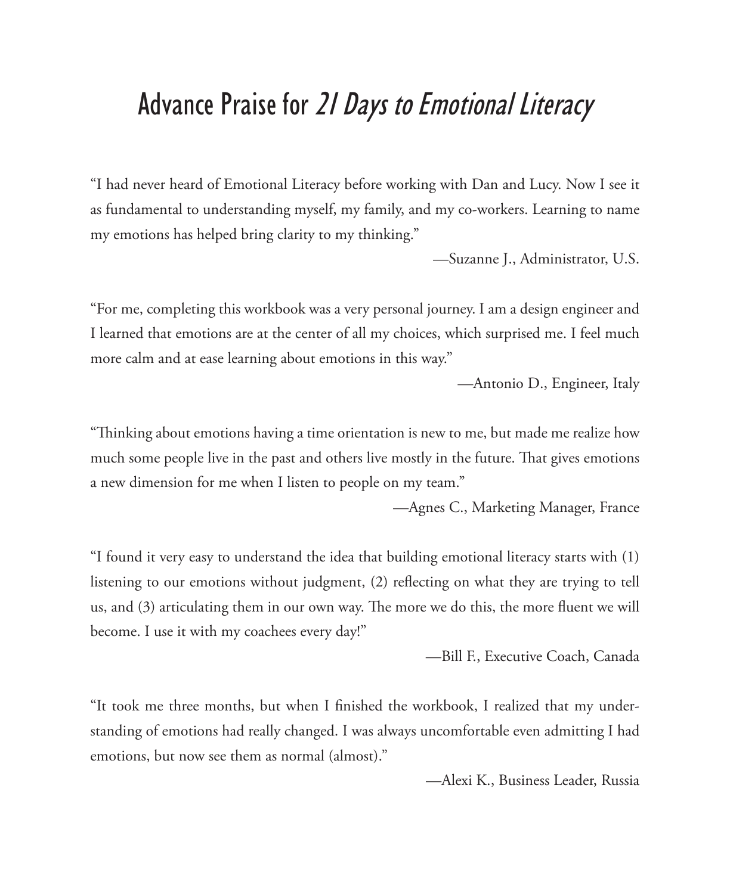# Advance Praise for *21 Days to Emotional Literacy*

"I had never heard of Emotional Literacy before working with Dan and Lucy. Now I see it as fundamental to understanding myself, my family, and my co-workers. Learning to name my emotions has helped bring clarity to my thinking."

—Suzanne J., Administrator, U.S.

"For me, completing this workbook was a very personal journey. I am a design engineer and I learned that emotions are at the center of all my choices, which surprised me. I feel much more calm and at ease learning about emotions in this way."

—Antonio D., Engineer, Italy

"Thinking about emotions having a time orientation is new to me, but made me realize how much some people live in the past and others live mostly in the future. That gives emotions a new dimension for me when I listen to people on my team."

—Agnes C., Marketing Manager, France

"I found it very easy to understand the idea that building emotional literacy starts with (1) listening to our emotions without judgment, (2) reflecting on what they are trying to tell us, and (3) articulating them in our own way. The more we do this, the more fluent we will become. I use it with my coachees every day!"

—Bill F., Executive Coach, Canada

"It took me three months, but when I finished the workbook, I realized that my understanding of emotions had really changed. I was always uncomfortable even admitting I had emotions, but now see them as normal (almost)."

—Alexi K., Business Leader, Russia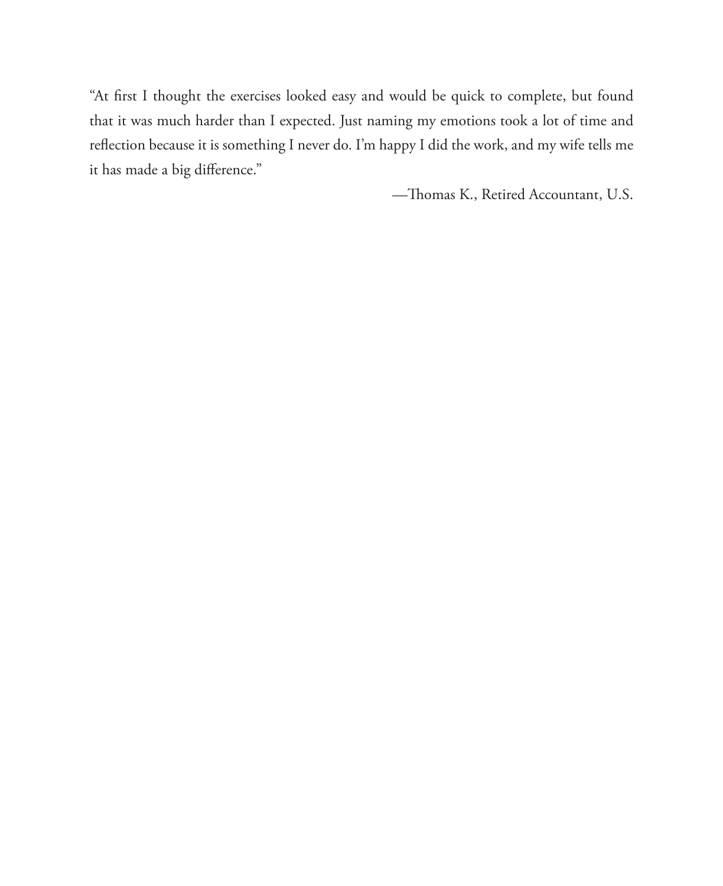"At first I thought the exercises looked easy and would be quick to complete, but found that it was much harder than I expected. Just naming my emotions took a lot of time and reflection because it is something I never do. I'm happy I did the work, and my wife tells me it has made a big difference."

—Thomas K., Retired Accountant, U.S.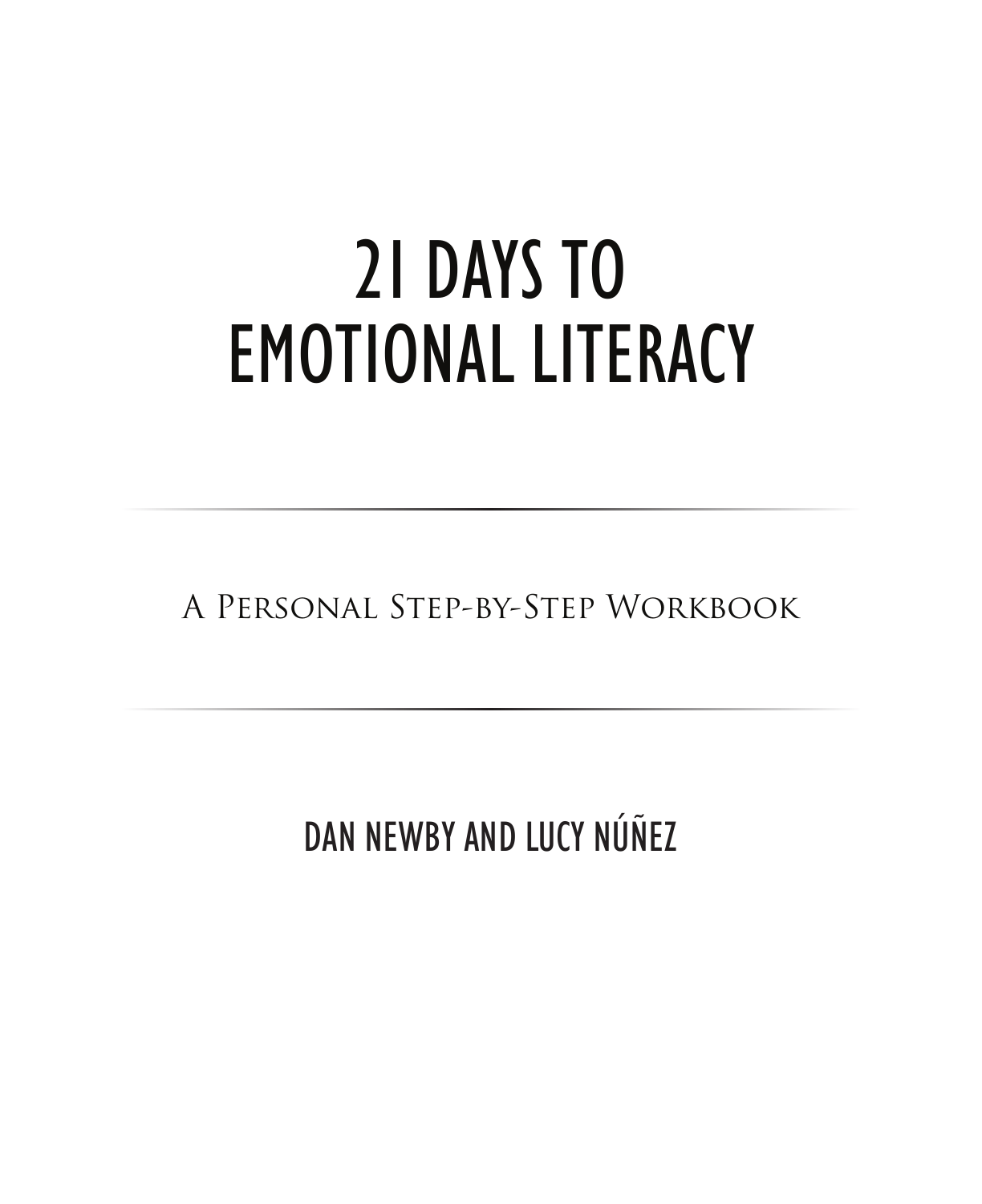# 21 DAYS TO EMOTIONAL LITERACY

---

A Personal Step-by-Step Workbook

---

DAN NEWBY AND LUCY NÚÑEZ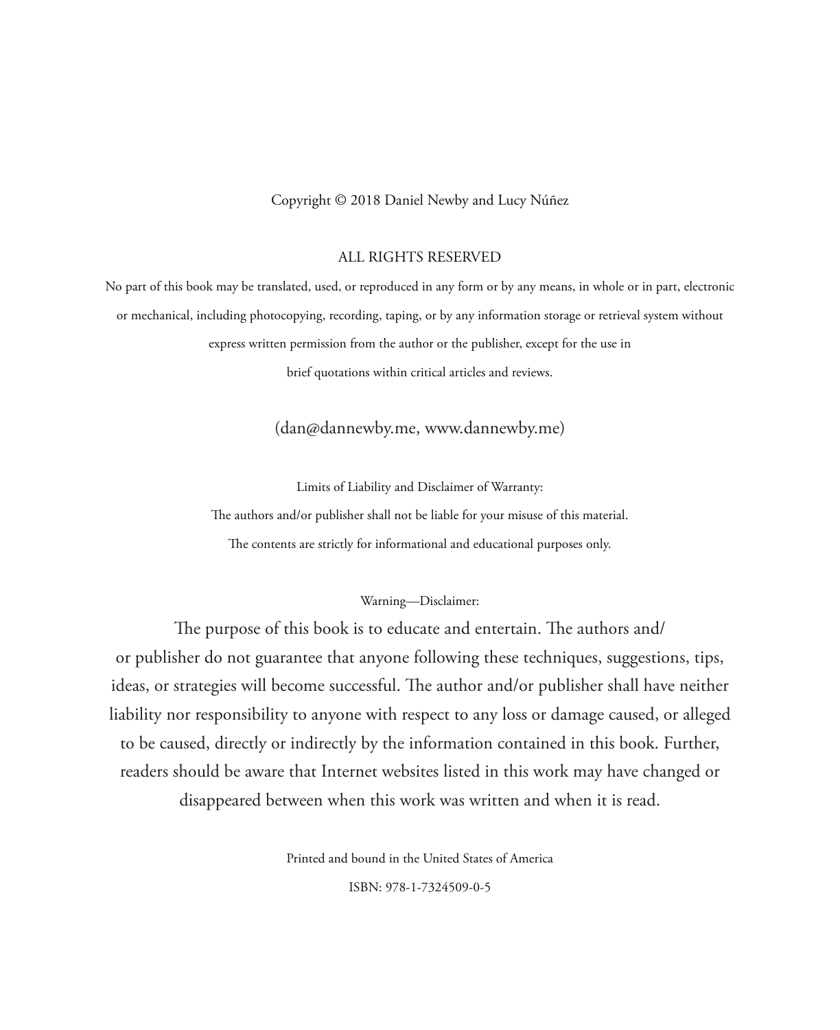Copyright © 2018 Daniel Newby and Lucy Núñez

ALL RIGHTS RESERVED

No part of this book may be translated, used, or reproduced in any form or by any means, in whole or in part, electronic or mechanical, including photocopying, recording, taping, or by any information storage or retrieval system without express written permission from the author or the publisher, except for the use in brief quotations within critical articles and reviews.

(dan@dannewby.me, www.dannewby.me)

Limits of Liability and Disclaimer of Warranty:

The authors and/or publisher shall not be liable for your misuse of this material.

The contents are strictly for informational and educational purposes only.

Warning—Disclaimer:

The purpose of this book is to educate and entertain. The authors and/or publisher do not guarantee that anyone following these techniques, suggestions, tips, ideas, or strategies will become successful. The author and/or publisher shall have neither liability nor responsibility to anyone with respect to any loss or damage caused, or alleged to be caused, directly or indirectly by the information contained in this book. Further, readers should be aware that Internet websites listed in this work may have changed or disappeared between when this work was written and when it is read.

Printed and bound in the United States of America

ISBN: 978-1-7324509-0-5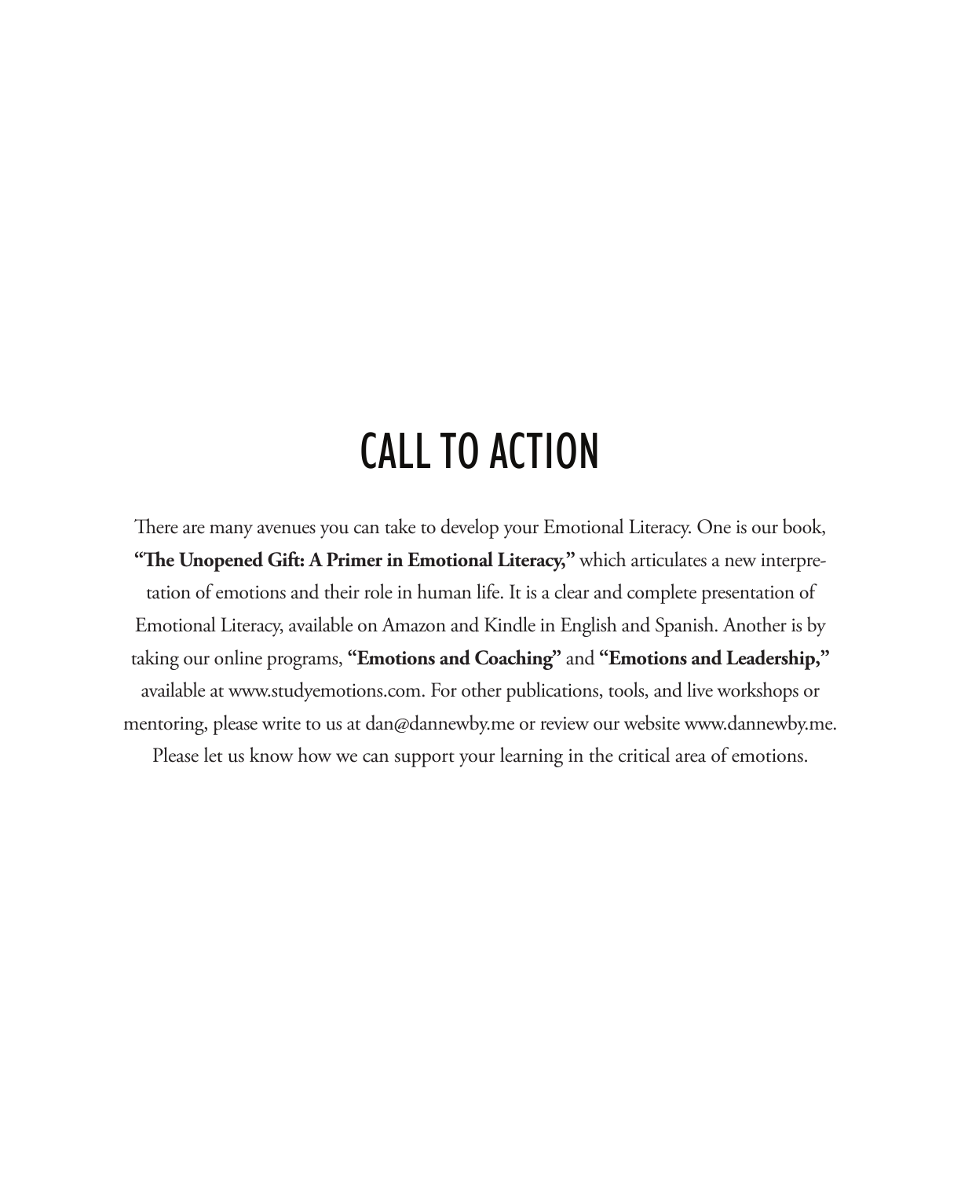# CALL TO ACTION

There are many avenues you can take to develop your Emotional Literacy. One is our book, **"The Unopened Gift: A Primer in Emotional Literacy,"** which articulates a new interpretation of emotions and their role in human life. It is a clear and complete presentation of Emotional Literacy, available on Amazon and Kindle in English and Spanish. Another is by taking our online programs, **"Emotions and Coaching"** and **"Emotions and Leadership,"** available at www.studyemotions.com. For other publications, tools, and live workshops or mentoring, please write to us at dan@dannewby.me or review our website www.dannewby.me. Please let us know how we can support your learning in the critical area of emotions.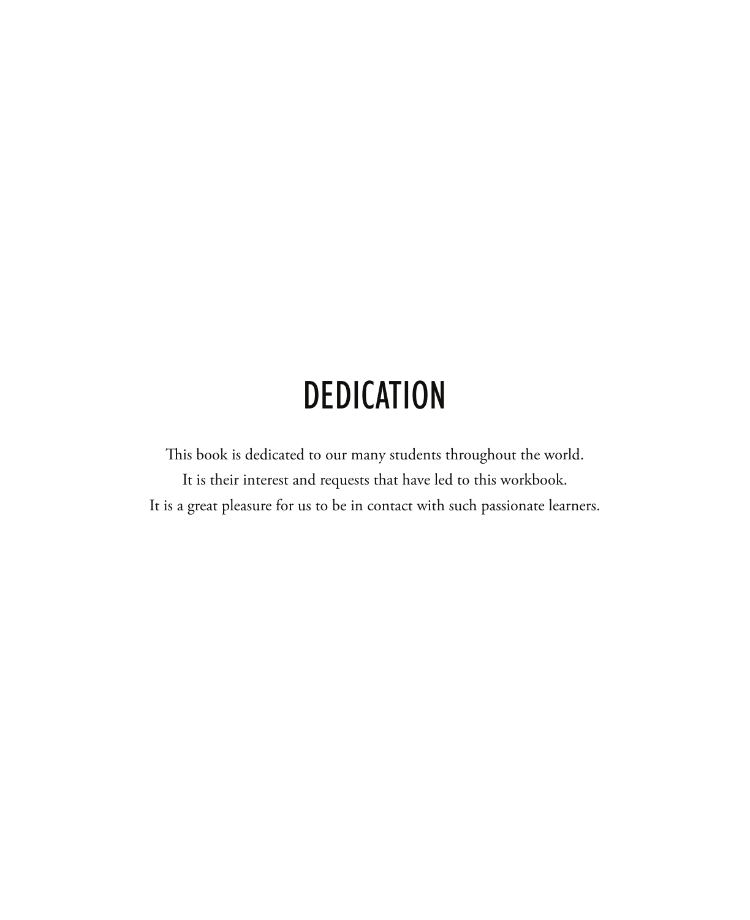# DEDICATION

This book is dedicated to our many students throughout the world.
It is their interest and requests that have led to this workbook.
It is a great pleasure for us to be in contact with such passionate learners.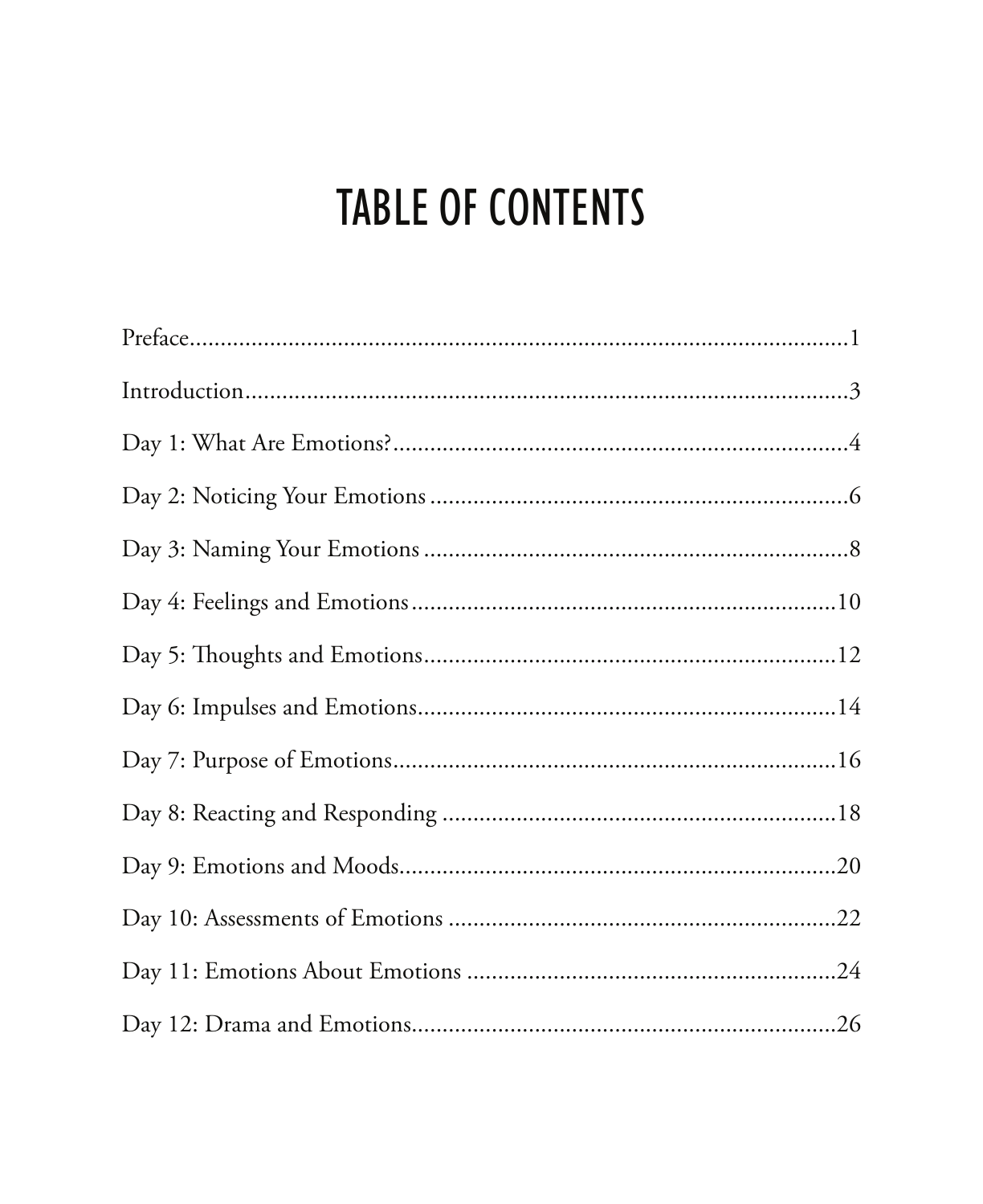# TABLE OF CONTENTS

Preface....................................................................................................1

Introduction..............................................................................................3

Day 1: What Are Emotions?.....................................................................4

Day 2: Noticing Your Emotions...............................................................6

Day 3: Naming Your Emotions................................................................8

Day 4: Feelings and Emotions................................................................10

Day 5: Thoughts and Emotions..............................................................12

Day 6: Impulses and Emotions...............................................................14

Day 7: Purpose of Emotions...................................................................16

Day 8: Reacting and Responding...........................................................18

Day 9: Emotions and Moods..................................................................20

Day 10: Assessments of Emotions..........................................................22

Day 11: Emotions About Emotions........................................................24

Day 12: Drama and Emotions................................................................26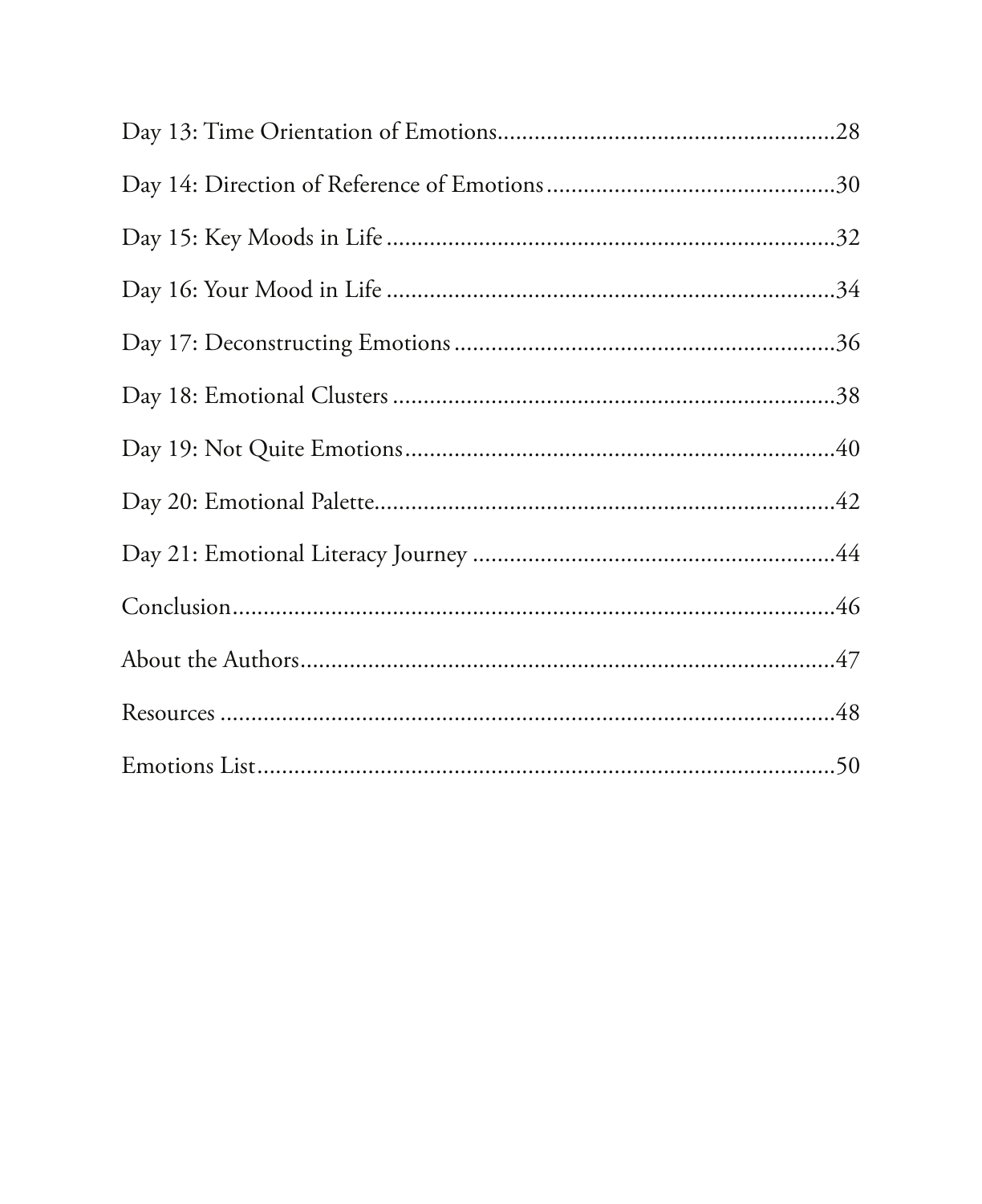Day 13: Time Orientation of Emotions........................................................28

Day 14: Direction of Reference of Emotions...............................................30

Day 15: Key Moods in Life.........................................................................32

Day 16: Your Mood in Life.........................................................................34

Day 17: Deconstructing Emotions..............................................................36

Day 18: Emotional Clusters........................................................................38

Day 19: Not Quite Emotions.......................................................................40

Day 20: Emotional Palette...........................................................................42

Day 21: Emotional Literacy Journey...........................................................44

Conclusion...................................................................................................46

About the Authors........................................................................................47

Resources.....................................................................................................48

Emotions List...............................................................................................50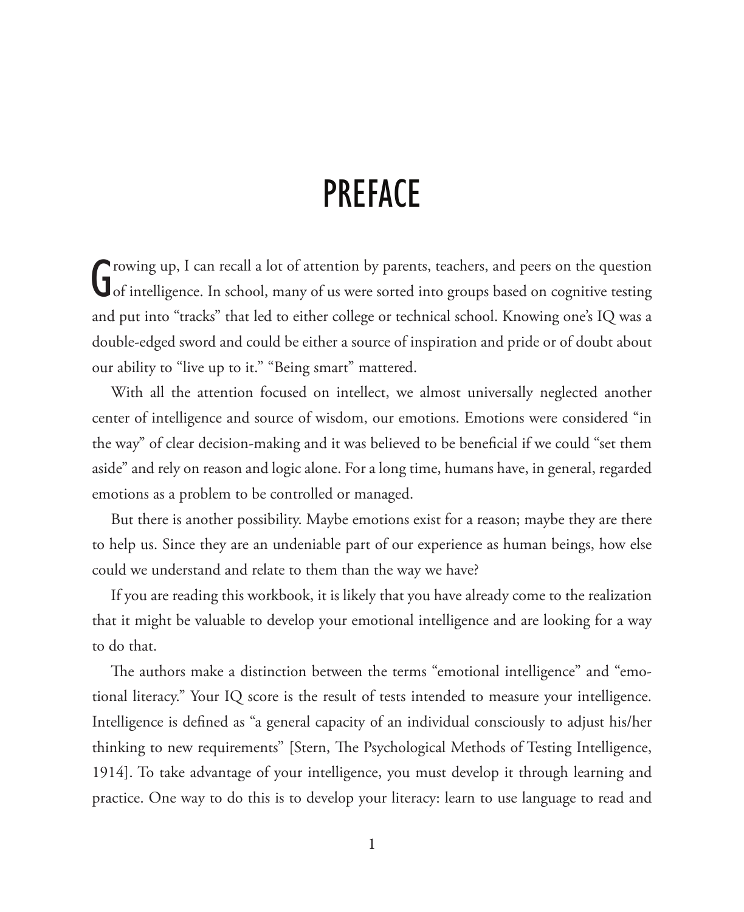# PREFACE

Growing up, I can recall a lot of attention by parents, teachers, and peers on the question of intelligence. In school, many of us were sorted into groups based on cognitive testing and put into "tracks" that led to either college or technical school. Knowing one's IQ was a double-edged sword and could be either a source of inspiration and pride or of doubt about our ability to "live up to it." "Being smart" mattered.

With all the attention focused on intellect, we almost universally neglected another center of intelligence and source of wisdom, our emotions. Emotions were considered "in the way" of clear decision-making and it was believed to be beneficial if we could "set them aside" and rely on reason and logic alone. For a long time, humans have, in general, regarded emotions as a problem to be controlled or managed.

But there is another possibility. Maybe emotions exist for a reason; maybe they are there to help us. Since they are an undeniable part of our experience as human beings, how else could we understand and relate to them than the way we have?

If you are reading this workbook, it is likely that you have already come to the realization that it might be valuable to develop your emotional intelligence and are looking for a way to do that.

The authors make a distinction between the terms "emotional intelligence" and "emotional literacy." Your IQ score is the result of tests intended to measure your intelligence. Intelligence is defined as "a general capacity of an individual consciously to adjust his/her thinking to new requirements" [Stern, The Psychological Methods of Testing Intelligence, 1914]. To take advantage of your intelligence, you must develop it through learning and practice. One way to do this is to develop your literacy: learn to use language to read and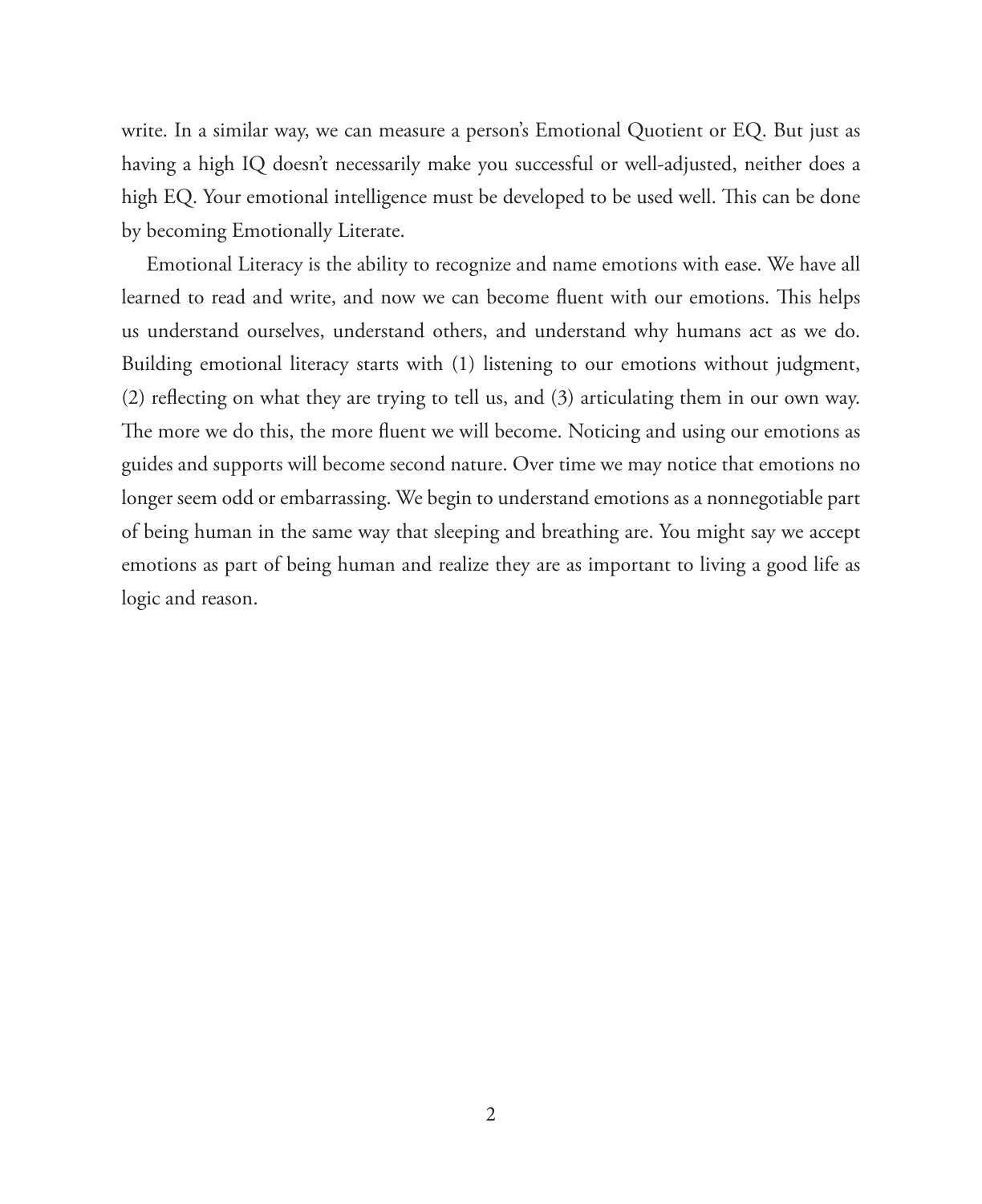write. In a similar way, we can measure a person's Emotional Quotient or EQ. But just as having a high IQ doesn't necessarily make you successful or well-adjusted, neither does a high EQ. Your emotional intelligence must be developed to be used well. This can be done by becoming Emotionally Literate.

Emotional Literacy is the ability to recognize and name emotions with ease. We have all learned to read and write, and now we can become fluent with our emotions. This helps us understand ourselves, understand others, and understand why humans act as we do. Building emotional literacy starts with (1) listening to our emotions without judgment, (2) reflecting on what they are trying to tell us, and (3) articulating them in our own way. The more we do this, the more fluent we will become. Noticing and using our emotions as guides and supports will become second nature. Over time we may notice that emotions no longer seem odd or embarrassing. We begin to understand emotions as a nonnegotiable part of being human in the same way that sleeping and breathing are. You might say we accept emotions as part of being human and realize they are as important to living a good life as logic and reason.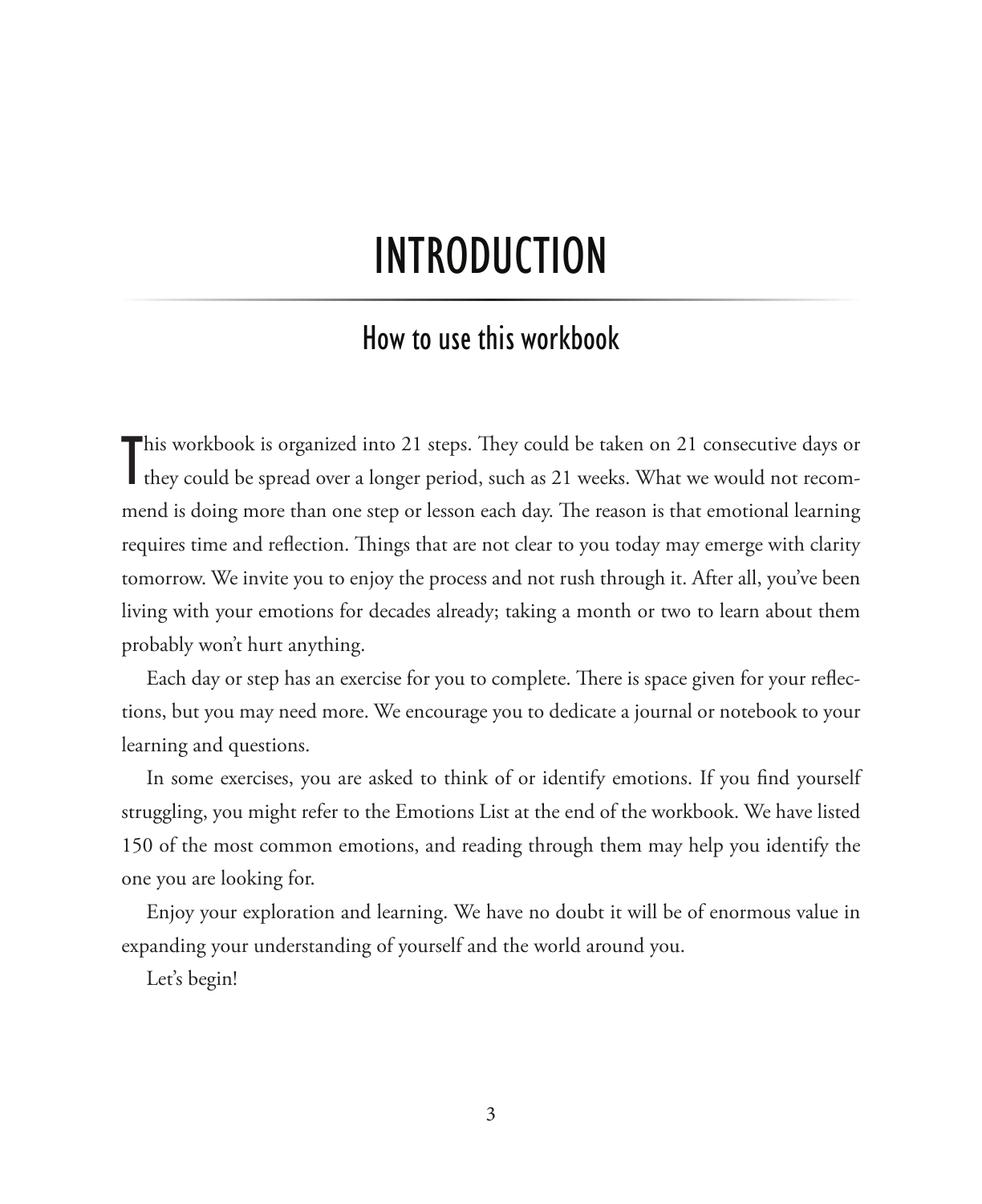# INTRODUCTION

## How to use this workbook

This workbook is organized into 21 steps. They could be taken on 21 consecutive days or they could be spread over a longer period, such as 21 weeks. What we would not recommend is doing more than one step or lesson each day. The reason is that emotional learning requires time and reflection. Things that are not clear to you today may emerge with clarity tomorrow. We invite you to enjoy the process and not rush through it. After all, you've been living with your emotions for decades already; taking a month or two to learn about them probably won't hurt anything.

Each day or step has an exercise for you to complete. There is space given for your reflections, but you may need more. We encourage you to dedicate a journal or notebook to your learning and questions.

In some exercises, you are asked to think of or identify emotions. If you find yourself struggling, you might refer to the Emotions List at the end of the workbook. We have listed 150 of the most common emotions, and reading through them may help you identify the one you are looking for.

Enjoy your exploration and learning. We have no doubt it will be of enormous value in expanding your understanding of yourself and the world around you.

Let's begin!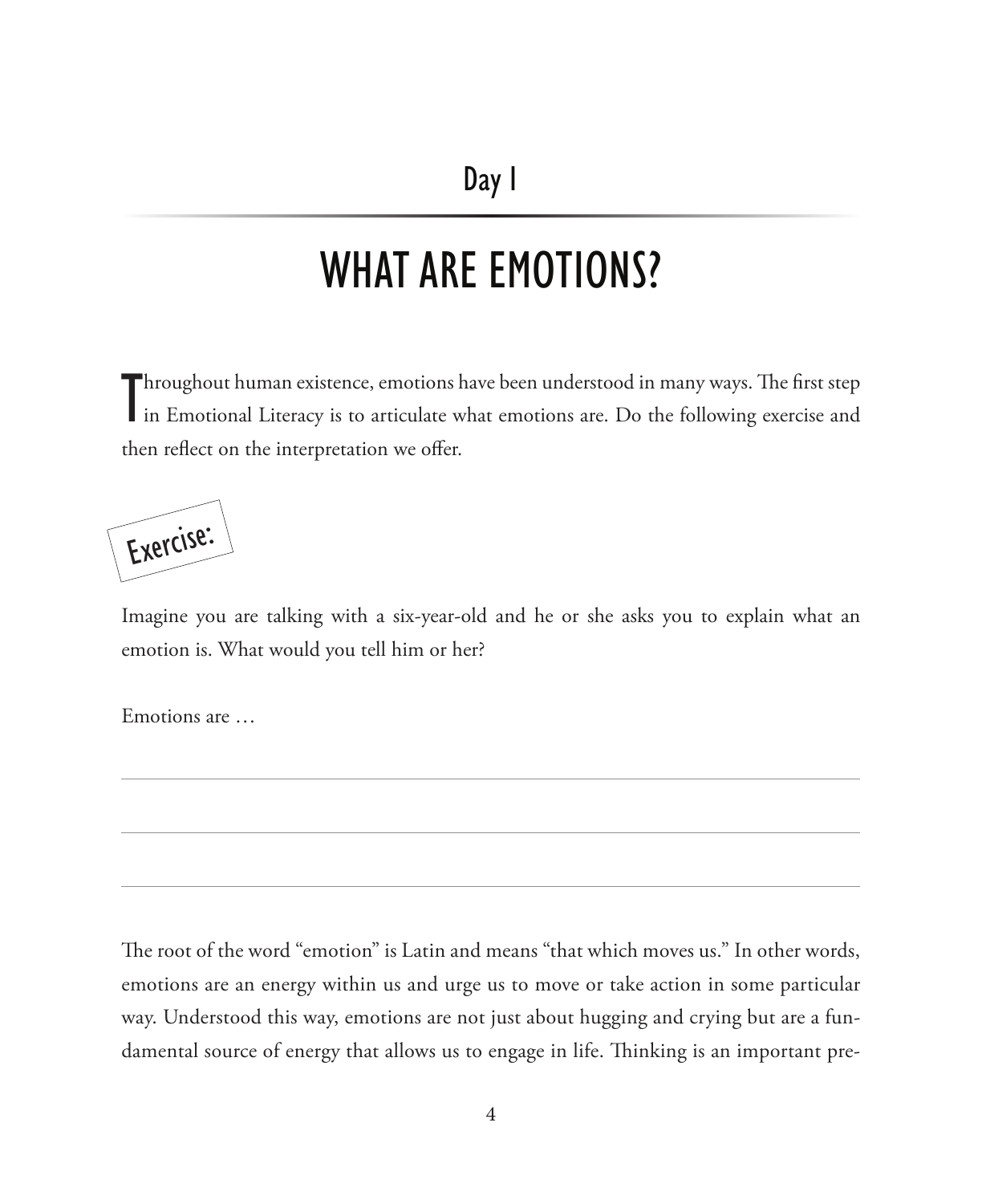Day 1

# WHAT ARE EMOTIONS?

Throughout human existence, emotions have been understood in many ways. The first step in Emotional Literacy is to articulate what emotions are. Do the following exercise and then reflect on the interpretation we offer.

**Exercise:**

Imagine you are talking with a six-year-old and he or she asks you to explain what an emotion is. What would you tell him or her?

Emotions are …

_______________________________________________

_______________________________________________

_______________________________________________

The root of the word "emotion" is Latin and means "that which moves us." In other words, emotions are an energy within us and urge us to move or take action in some particular way. Understood this way, emotions are not just about hugging and crying but are a fundamental source of energy that allows us to engage in life. Thinking is an important pre-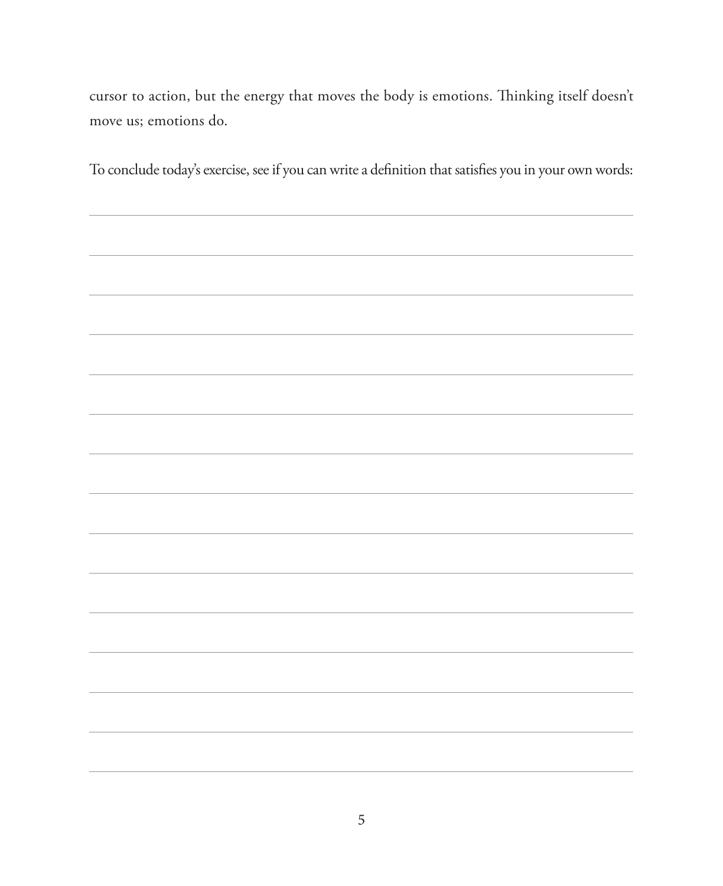cursor to action, but the energy that moves the body is emotions. Thinking itself doesn't move us; emotions do.

To conclude today's exercise, see if you can write a definition that satisfies you in your own words: